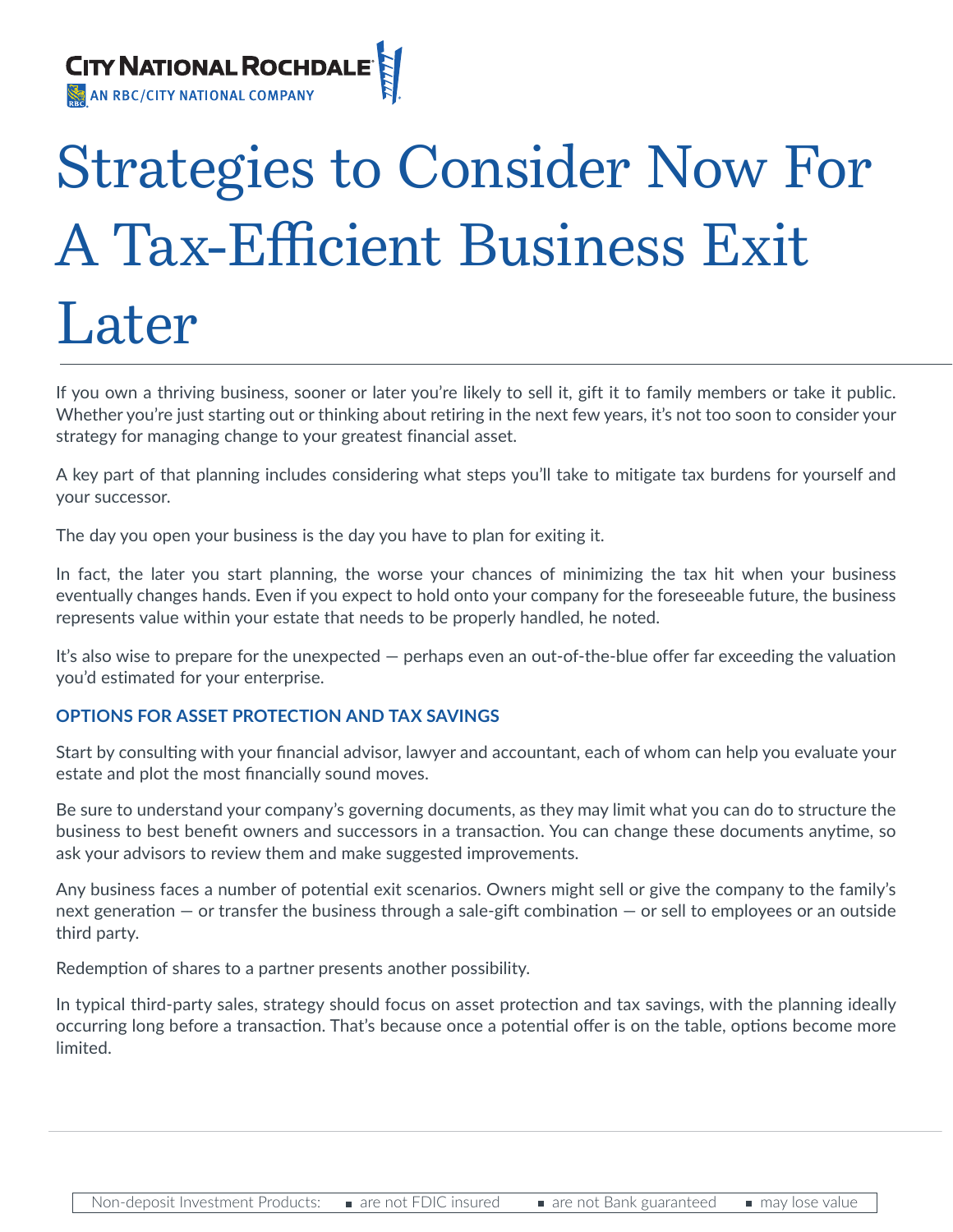CITY NATIONAL ROCHDALE
AN RBC/CITY NATIONAL COMPANY

# Strategies to Consider Now For A Tax-Efficient Business Exit Later

If you own a thriving business, sooner or later you're likely to sell it, gift it to family members or take it public. Whether you're just starting out or thinking about retiring in the next few years, it's not too soon to consider your strategy for managing change to your greatest financial asset.

A key part of that planning includes considering what steps you'll take to mitigate tax burdens for yourself and your successor.

The day you open your business is the day you have to plan for exiting it.

In fact, the later you start planning, the worse your chances of minimizing the tax hit when your business eventually changes hands. Even if you expect to hold onto your company for the foreseeable future, the business represents value within your estate that needs to be properly handled, he noted.

It's also wise to prepare for the unexpected — perhaps even an out-of-the-blue offer far exceeding the valuation you'd estimated for your enterprise.

## OPTIONS FOR ASSET PROTECTION AND TAX SAVINGS

Start by consulting with your financial advisor, lawyer and accountant, each of whom can help you evaluate your estate and plot the most financially sound moves.

Be sure to understand your company's governing documents, as they may limit what you can do to structure the business to best benefit owners and successors in a transaction. You can change these documents anytime, so ask your advisors to review them and make suggested improvements.

Any business faces a number of potential exit scenarios. Owners might sell or give the company to the family's next generation — or transfer the business through a sale-gift combination — or sell to employees or an outside third party.

Redemption of shares to a partner presents another possibility.

In typical third-party sales, strategy should focus on asset protection and tax savings, with the planning ideally occurring long before a transaction. That's because once a potential offer is on the table, options become more limited.

Non-deposit Investment Products: ▪ are not FDIC insured ▪ are not Bank guaranteed ▪ may lose value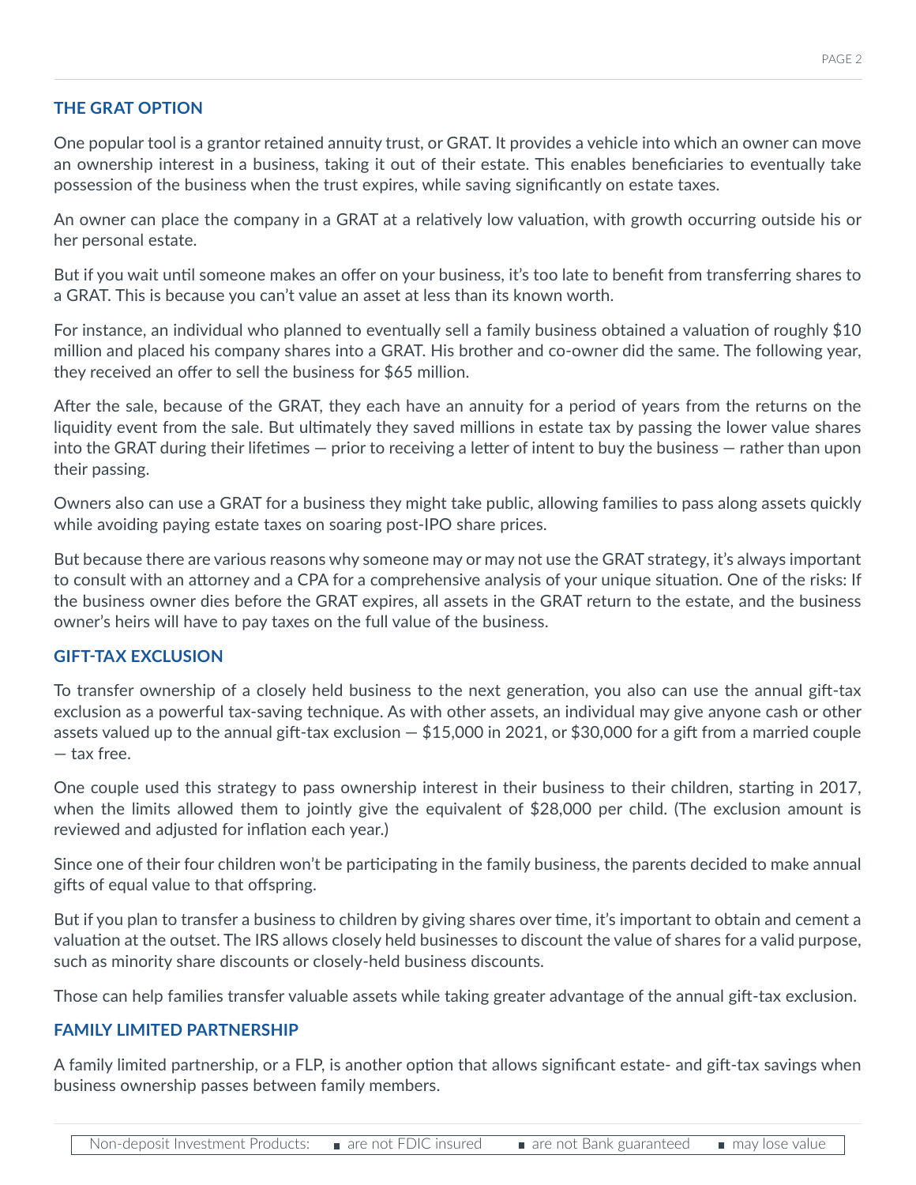## THE GRAT OPTION

One popular tool is a grantor retained annuity trust, or GRAT. It provides a vehicle into which an owner can move an ownership interest in a business, taking it out of their estate. This enables beneficiaries to eventually take possession of the business when the trust expires, while saving significantly on estate taxes.

An owner can place the company in a GRAT at a relatively low valuation, with growth occurring outside his or her personal estate.

But if you wait until someone makes an offer on your business, it's too late to benefit from transferring shares to a GRAT. This is because you can't value an asset at less than its known worth.

For instance, an individual who planned to eventually sell a family business obtained a valuation of roughly $10 million and placed his company shares into a GRAT. His brother and co-owner did the same. The following year, they received an offer to sell the business for $65 million.

After the sale, because of the GRAT, they each have an annuity for a period of years from the returns on the liquidity event from the sale. But ultimately they saved millions in estate tax by passing the lower value shares into the GRAT during their lifetimes — prior to receiving a letter of intent to buy the business — rather than upon their passing.

Owners also can use a GRAT for a business they might take public, allowing families to pass along assets quickly while avoiding paying estate taxes on soaring post-IPO share prices.

But because there are various reasons why someone may or may not use the GRAT strategy, it's always important to consult with an attorney and a CPA for a comprehensive analysis of your unique situation. One of the risks: If the business owner dies before the GRAT expires, all assets in the GRAT return to the estate, and the business owner's heirs will have to pay taxes on the full value of the business.

## GIFT-TAX EXCLUSION

To transfer ownership of a closely held business to the next generation, you also can use the annual gift-tax exclusion as a powerful tax-saving technique. As with other assets, an individual may give anyone cash or other assets valued up to the annual gift-tax exclusion — $15,000 in 2021, or $30,000 for a gift from a married couple — tax free.

One couple used this strategy to pass ownership interest in their business to their children, starting in 2017, when the limits allowed them to jointly give the equivalent of $28,000 per child. (The exclusion amount is reviewed and adjusted for inflation each year.)

Since one of their four children won't be participating in the family business, the parents decided to make annual gifts of equal value to that offspring.

But if you plan to transfer a business to children by giving shares over time, it's important to obtain and cement a valuation at the outset. The IRS allows closely held businesses to discount the value of shares for a valid purpose, such as minority share discounts or closely-held business discounts.

Those can help families transfer valuable assets while taking greater advantage of the annual gift-tax exclusion.

## FAMILY LIMITED PARTNERSHIP

A family limited partnership, or a FLP, is another option that allows significant estate- and gift-tax savings when business ownership passes between family members.

Non-deposit Investment Products: ▪ are not FDIC insured ▪ are not Bank guaranteed ▪ may lose value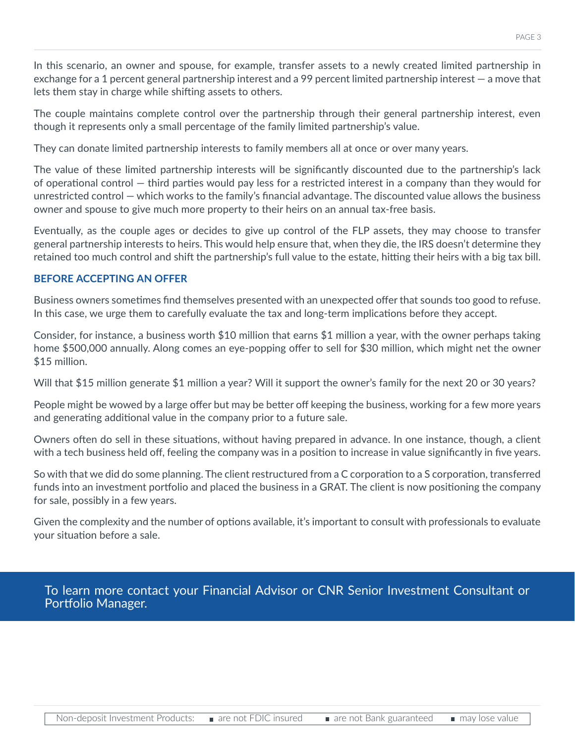In this scenario, an owner and spouse, for example, transfer assets to a newly created limited partnership in exchange for a 1 percent general partnership interest and a 99 percent limited partnership interest — a move that lets them stay in charge while shifting assets to others.

The couple maintains complete control over the partnership through their general partnership interest, even though it represents only a small percentage of the family limited partnership's value.

They can donate limited partnership interests to family members all at once or over many years.

The value of these limited partnership interests will be significantly discounted due to the partnership's lack of operational control — third parties would pay less for a restricted interest in a company than they would for unrestricted control — which works to the family's financial advantage. The discounted value allows the business owner and spouse to give much more property to their heirs on an annual tax-free basis.

Eventually, as the couple ages or decides to give up control of the FLP assets, they may choose to transfer general partnership interests to heirs. This would help ensure that, when they die, the IRS doesn't determine they retained too much control and shift the partnership's full value to the estate, hitting their heirs with a big tax bill.

## BEFORE ACCEPTING AN OFFER

Business owners sometimes find themselves presented with an unexpected offer that sounds too good to refuse. In this case, we urge them to carefully evaluate the tax and long-term implications before they accept.

Consider, for instance, a business worth $10 million that earns $1 million a year, with the owner perhaps taking home $500,000 annually. Along comes an eye-popping offer to sell for $30 million, which might net the owner $15 million.

Will that $15 million generate $1 million a year? Will it support the owner's family for the next 20 or 30 years?

People might be wowed by a large offer but may be better off keeping the business, working for a few more years and generating additional value in the company prior to a future sale.

Owners often do sell in these situations, without having prepared in advance. In one instance, though, a client with a tech business held off, feeling the company was in a position to increase in value significantly in five years.

So with that we did do some planning. The client restructured from a C corporation to a S corporation, transferred funds into an investment portfolio and placed the business in a GRAT. The client is now positioning the company for sale, possibly in a few years.

Given the complexity and the number of options available, it's important to consult with professionals to evaluate your situation before a sale.

To learn more contact your Financial Advisor or CNR Senior Investment Consultant or Portfolio Manager.

Non-deposit Investment Products: ■ are not FDIC insured ■ are not Bank guaranteed ■ may lose value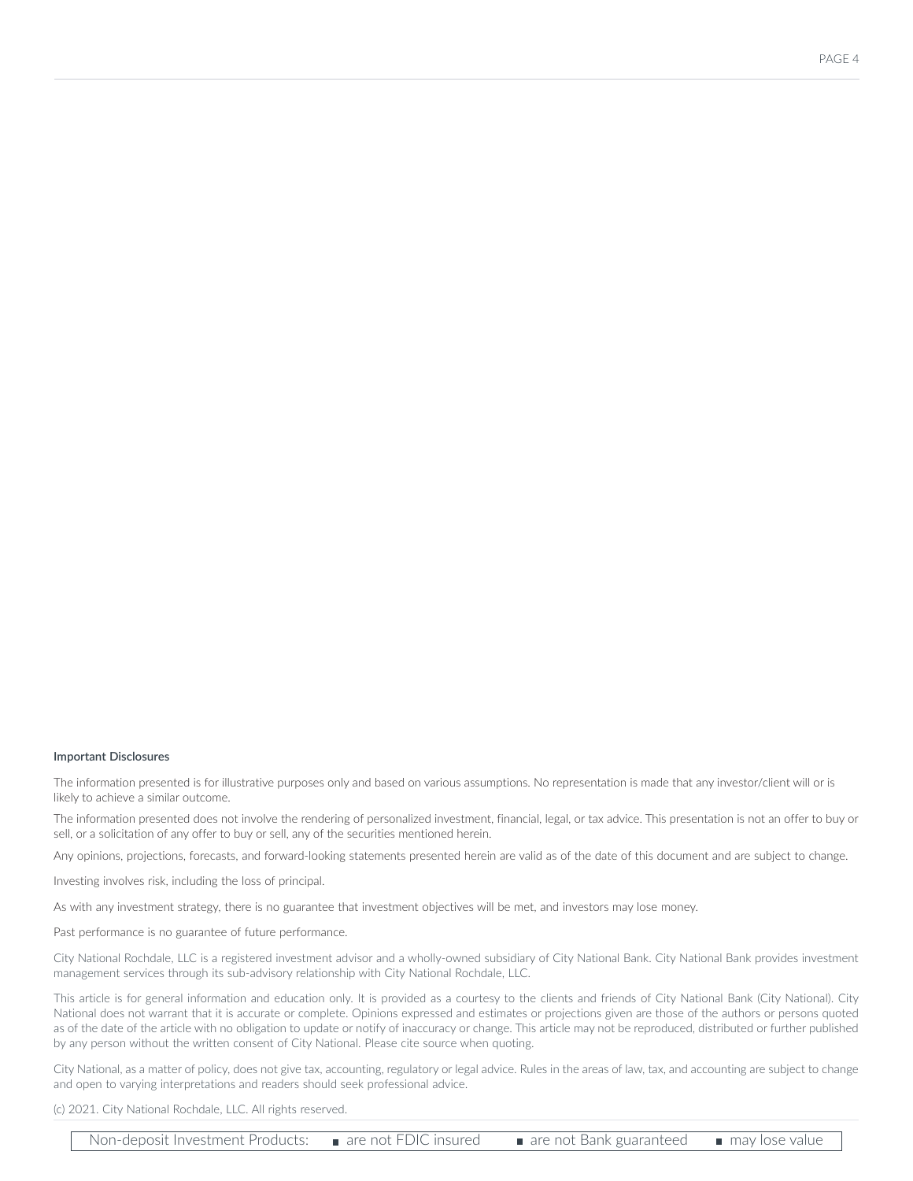**Important Disclosures**

The information presented is for illustrative purposes only and based on various assumptions. No representation is made that any investor/client will or is likely to achieve a similar outcome.

The information presented does not involve the rendering of personalized investment, financial, legal, or tax advice. This presentation is not an offer to buy or sell, or a solicitation of any offer to buy or sell, any of the securities mentioned herein.

Any opinions, projections, forecasts, and forward-looking statements presented herein are valid as of the date of this document and are subject to change.

Investing involves risk, including the loss of principal.

As with any investment strategy, there is no guarantee that investment objectives will be met, and investors may lose money.

Past performance is no guarantee of future performance.

City National Rochdale, LLC is a registered investment advisor and a wholly-owned subsidiary of City National Bank. City National Bank provides investment management services through its sub-advisory relationship with City National Rochdale, LLC.

This article is for general information and education only. It is provided as a courtesy to the clients and friends of City National Bank (City National). City National does not warrant that it is accurate or complete. Opinions expressed and estimates or projections given are those of the authors or persons quoted as of the date of the article with no obligation to update or notify of inaccuracy or change. This article may not be reproduced, distributed or further published by any person without the written consent of City National. Please cite source when quoting.

City National, as a matter of policy, does not give tax, accounting, regulatory or legal advice. Rules in the areas of law, tax, and accounting are subject to change and open to varying interpretations and readers should seek professional advice.

(c) 2021. City National Rochdale, LLC. All rights reserved.

Non-deposit Investment Products: ■ are not FDIC insured ■ are not Bank guaranteed ■ may lose value